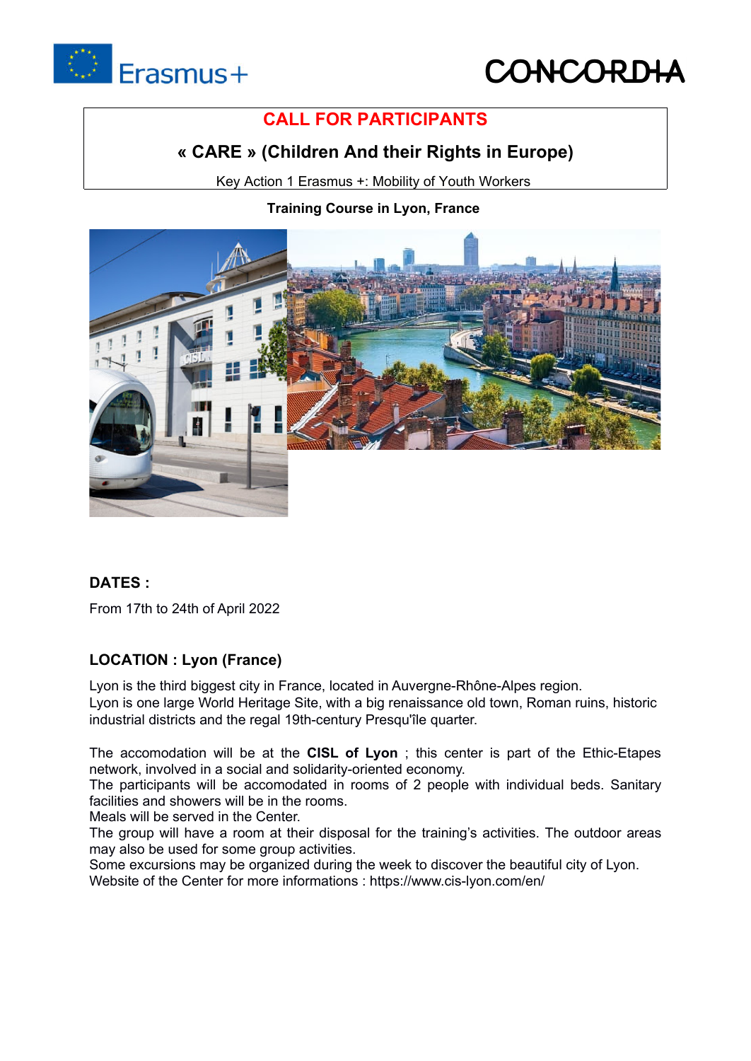# CALL FOR PARTICIPANTS

## « CARE » (Children And their Rights in Europe)

Key Action 1 Erasmus +: Mobility of Youth Workers

**Training Course in Lyon, France**

### DATES :

From 17th to 24th of April 2022

### LOCATION : Lyon (France)

Lyon is the third biggest city in France, located in Auvergne-Rhône-Alpes region.
Lyon is one large World Heritage Site, with a big renaissance old town, Roman ruins, historic industrial districts and the regal 19th-century Presqu'île quarter.

The accomodation will be at the **CISL of Lyon** ; this center is part of the Ethic-Etapes network, involved in a social and solidarity-oriented economy.
The participants will be accomodated in rooms of 2 people with individual beds. Sanitary facilities and showers will be in the rooms.
Meals will be served in the Center.
The group will have a room at their disposal for the training's activities. The outdoor areas may also be used for some group activities.
Some excursions may be organized during the week to discover the beautiful city of Lyon.
Website of the Center for more informations : https://www.cis-lyon.com/en/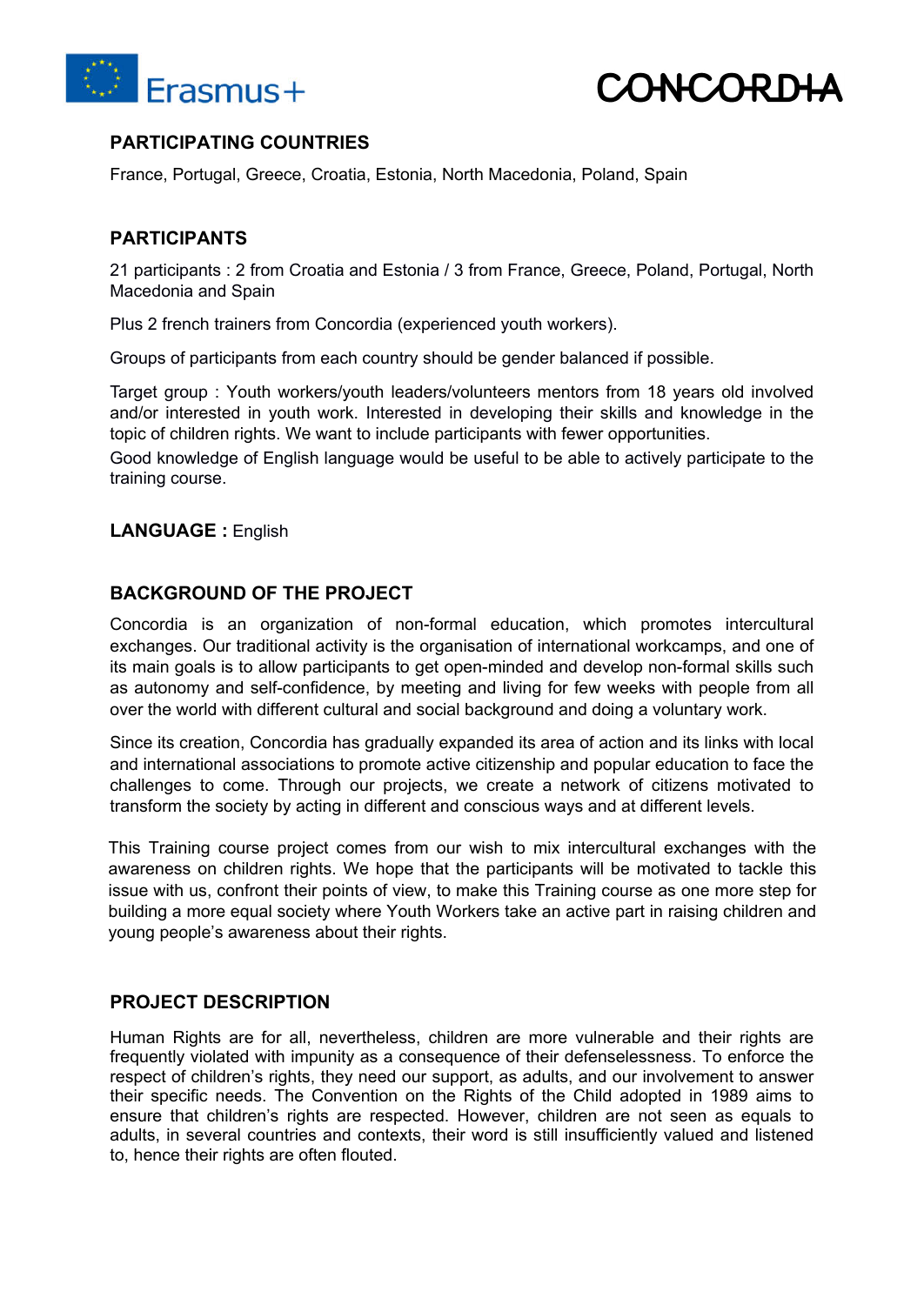## PARTICIPATING COUNTRIES

France, Portugal, Greece, Croatia, Estonia, North Macedonia, Poland, Spain

## PARTICIPANTS

21 participants : 2 from Croatia and Estonia / 3 from France, Greece, Poland, Portugal, North Macedonia and Spain

Plus 2 french trainers from Concordia (experienced youth workers).

Groups of participants from each country should be gender balanced if possible.

Target group : Youth workers/youth leaders/volunteers mentors from 18 years old involved and/or interested in youth work. Interested in developing their skills and knowledge in the topic of children rights. We want to include participants with fewer opportunities.
Good knowledge of English language would be useful to be able to actively participate to the training course.

**LANGUAGE :** English

## BACKGROUND OF THE PROJECT

Concordia is an organization of non-formal education, which promotes intercultural exchanges. Our traditional activity is the organisation of international workcamps, and one of its main goals is to allow participants to get open-minded and develop non-formal skills such as autonomy and self-confidence, by meeting and living for few weeks with people from all over the world with different cultural and social background and doing a voluntary work.

Since its creation, Concordia has gradually expanded its area of action and its links with local and international associations to promote active citizenship and popular education to face the challenges to come. Through our projects, we create a network of citizens motivated to transform the society by acting in different and conscious ways and at different levels.

This Training course project comes from our wish to mix intercultural exchanges with the awareness on children rights. We hope that the participants will be motivated to tackle this issue with us, confront their points of view, to make this Training course as one more step for building a more equal society where Youth Workers take an active part in raising children and young people's awareness about their rights.

## PROJECT DESCRIPTION

Human Rights are for all, nevertheless, children are more vulnerable and their rights are frequently violated with impunity as a consequence of their defenselessness. To enforce the respect of children's rights, they need our support, as adults, and our involvement to answer their specific needs. The Convention on the Rights of the Child adopted in 1989 aims to ensure that children's rights are respected. However, children are not seen as equals to adults, in several countries and contexts, their word is still insufficiently valued and listened to, hence their rights are often flouted.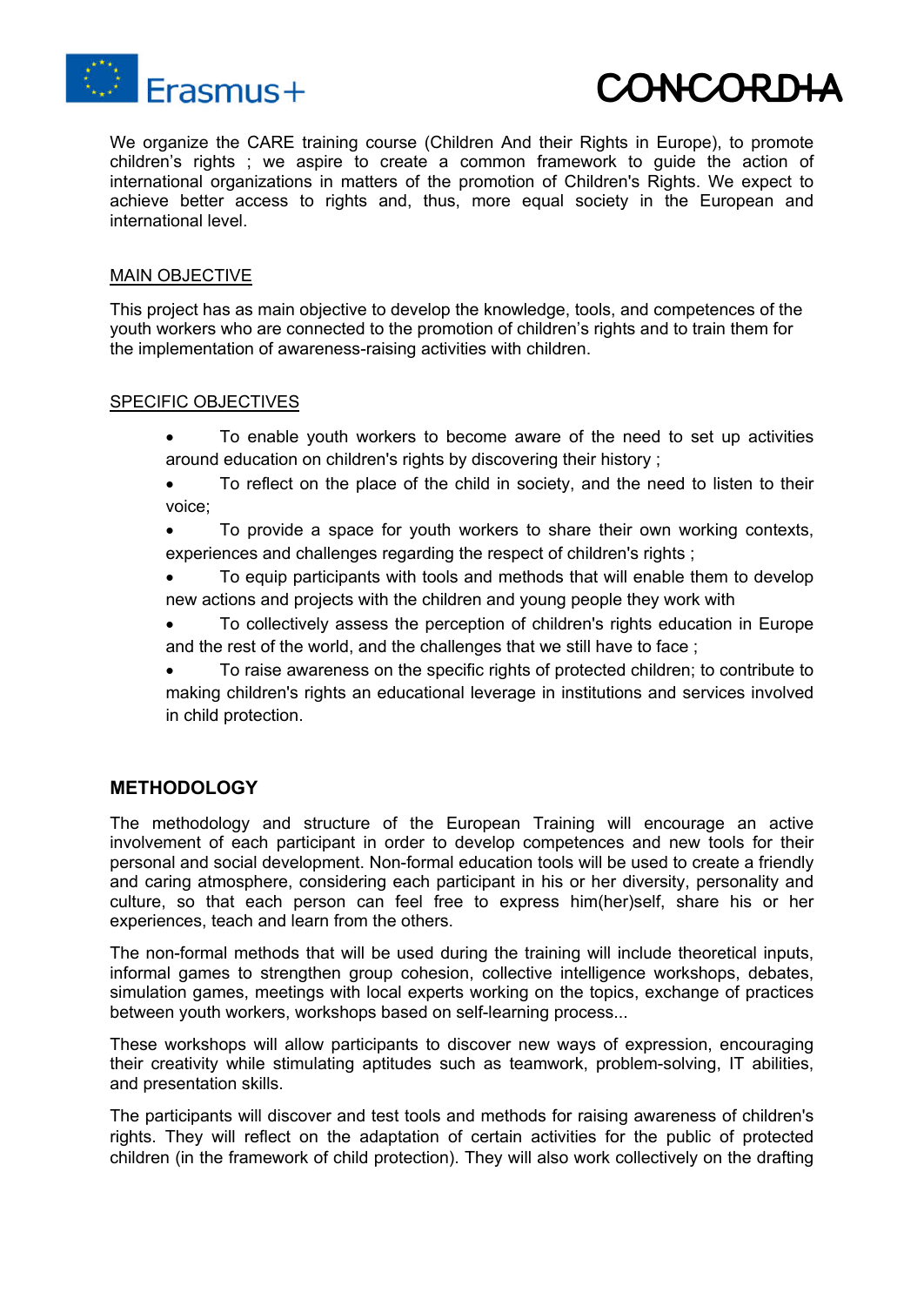We organize the CARE training course (Children And their Rights in Europe), to promote children's rights ; we aspire to create a common framework to guide the action of international organizations in matters of the promotion of Children's Rights. We expect to achieve better access to rights and, thus, more equal society in the European and international level.

MAIN OBJECTIVE

This project has as main objective to develop the knowledge, tools, and competences of the youth workers who are connected to the promotion of children's rights and to train them for the implementation of awareness-raising activities with children.

SPECIFIC OBJECTIVES

- To enable youth workers to become aware of the need to set up activities around education on children's rights by discovering their history ;
- To reflect on the place of the child in society, and the need to listen to their voice;
- To provide a space for youth workers to share their own working contexts, experiences and challenges regarding the respect of children's rights ;
- To equip participants with tools and methods that will enable them to develop new actions and projects with the children and young people they work with
- To collectively assess the perception of children's rights education in Europe and the rest of the world, and the challenges that we still have to face ;
- To raise awareness on the specific rights of protected children; to contribute to making children's rights an educational leverage in institutions and services involved in child protection.

## METHODOLOGY

The methodology and structure of the European Training will encourage an active involvement of each participant in order to develop competences and new tools for their personal and social development. Non-formal education tools will be used to create a friendly and caring atmosphere, considering each participant in his or her diversity, personality and culture, so that each person can feel free to express him(her)self, share his or her experiences, teach and learn from the others.

The non-formal methods that will be used during the training will include theoretical inputs, informal games to strengthen group cohesion, collective intelligence workshops, debates, simulation games, meetings with local experts working on the topics, exchange of practices between youth workers, workshops based on self-learning process...

These workshops will allow participants to discover new ways of expression, encouraging their creativity while stimulating aptitudes such as teamwork, problem-solving, IT abilities, and presentation skills.

The participants will discover and test tools and methods for raising awareness of children's rights. They will reflect on the adaptation of certain activities for the public of protected children (in the framework of child protection). They will also work collectively on the drafting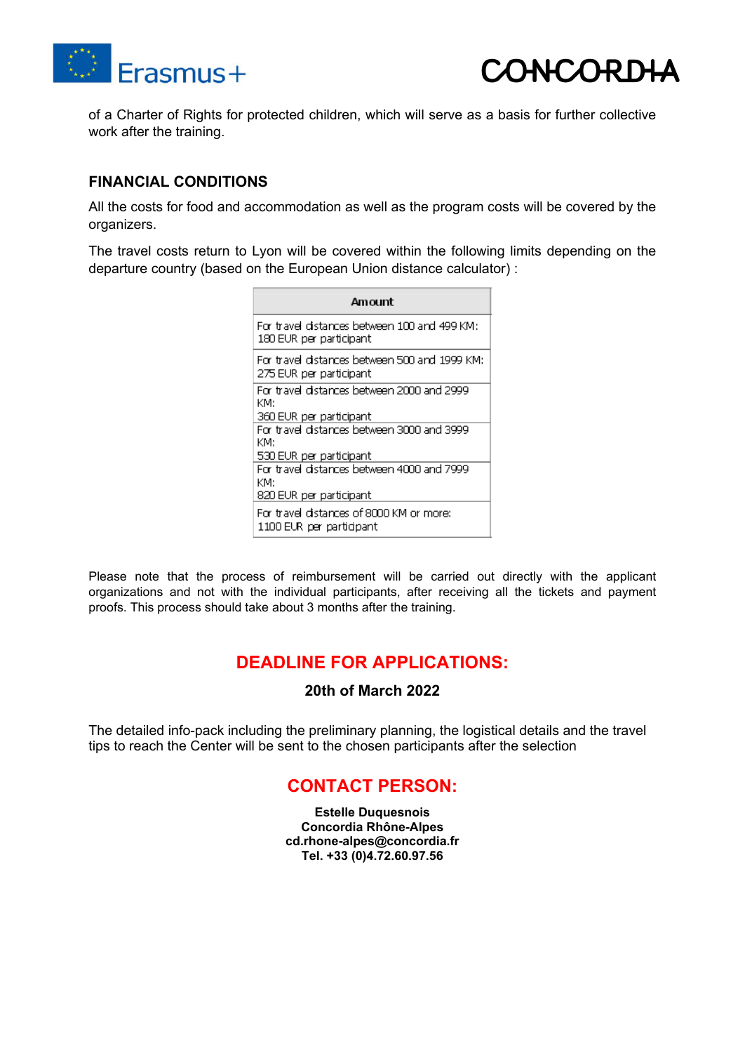of a Charter of Rights for protected children, which will serve as a basis for further collective work after the training.

## FINANCIAL CONDITIONS

All the costs for food and accommodation as well as the program costs will be covered by the organizers.

The travel costs return to Lyon will be covered within the following limits depending on the departure country (based on the European Union distance calculator) :

| Amount |
|---|
| For travel distances between 100 and 499 KM: 180 EUR per participant |
| For travel distances between 500 and 1999 KM: 275 EUR per participant |
| For travel distances between 2000 and 2999 KM: 360 EUR per participant |
| For travel distances between 3000 and 3999 KM: 530 EUR per participant |
| For travel distances between 4000 and 7999 KM: 820 EUR per participant |
| For travel distances of 8000 KM or more: 1100 EUR per participant |

Please note that the process of reimbursement will be carried out directly with the applicant organizations and not with the individual participants, after receiving all the tickets and payment proofs. This process should take about 3 months after the training.

## DEADLINE FOR APPLICATIONS:

**20th of March 2022**

The detailed info-pack including the preliminary planning, the logistical details and the travel tips to reach the Center will be sent to the chosen participants after the selection

## CONTACT PERSON:

**Estelle Duquesnois**
**Concordia Rhône-Alpes**
**cd.rhone-alpes@concordia.fr**
**Tel. +33 (0)4.72.60.97.56**